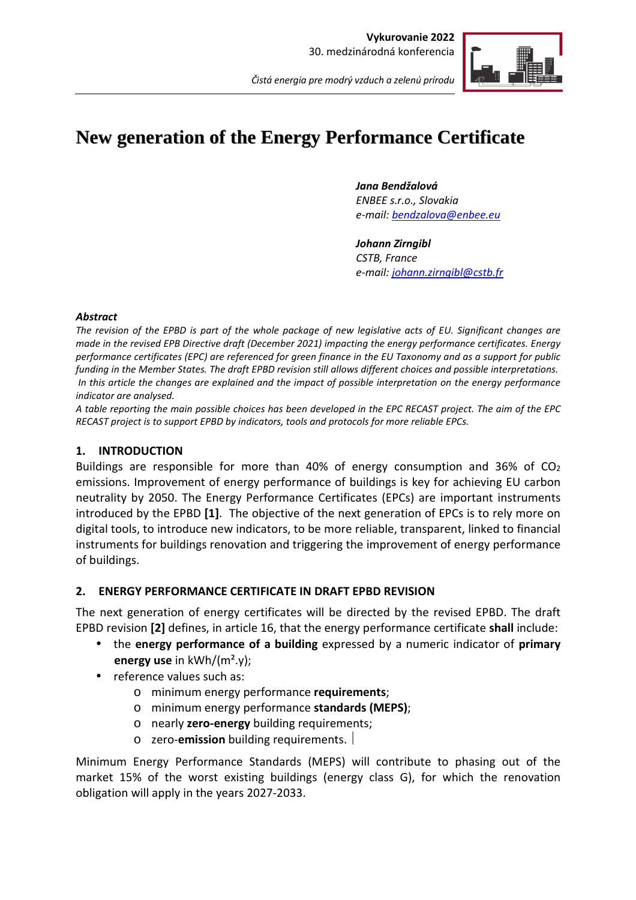# New generation of the Energy Performance Certificate

***Jana Bendžalová***
*ENBEE s.r.o., Slovakia*
*e-mail: bendzalova@enbee.eu*

***Johann Zirngibl***
*CSTB, France*
*e-mail: johann.zirngibl@cstb.fr*

***Abstract***

*The revision of the EPBD is part of the whole package of new legislative acts of EU. Significant changes are made in the revised EPB Directive draft (December 2021) impacting the energy performance certificates. Energy performance certificates (EPC) are referenced for green finance in the EU Taxonomy and as a support for public funding in the Member States. The draft EPBD revision still allows different choices and possible interpretations. In this article the changes are explained and the impact of possible interpretation on the energy performance indicator are analysed.*

*A table reporting the main possible choices has been developed in the EPC RECAST project. The aim of the EPC RECAST project is to support EPBD by indicators, tools and protocols for more reliable EPCs.*

## 1. INTRODUCTION

Buildings are responsible for more than 40% of energy consumption and 36% of $CO_2$ emissions. Improvement of energy performance of buildings is key for achieving EU carbon neutrality by 2050. The Energy Performance Certificates (EPCs) are important instruments introduced by the EPBD **[1]**. The objective of the next generation of EPCs is to rely more on digital tools, to introduce new indicators, to be more reliable, transparent, linked to financial instruments for buildings renovation and triggering the improvement of energy performance of buildings.

## 2. ENERGY PERFORMANCE CERTIFICATE IN DRAFT EPBD REVISION

The next generation of energy certificates will be directed by the revised EPBD. The draft EPBD revision **[2]** defines, in article 16, that the energy performance certificate **shall** include:

- the **energy performance of a building** expressed by a numeric indicator of **primary energy use** in kWh/(m².y);
- reference values such as:
  - minimum energy performance **requirements**;
  - minimum energy performance **standards (MEPS)**;
  - nearly **zero-energy** building requirements;
  - zero-**emission** building requirements.

Minimum Energy Performance Standards (MEPS) will contribute to phasing out of the market 15% of the worst existing buildings (energy class G), for which the renovation obligation will apply in the years 2027-2033.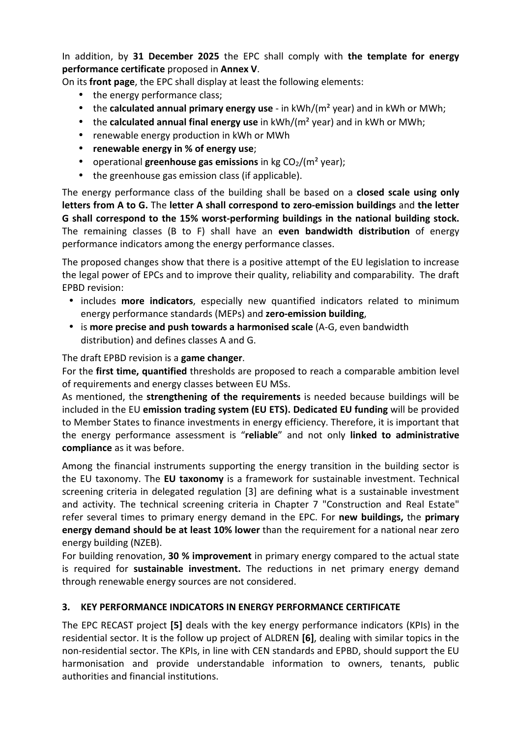In addition, by **31 December 2025** the EPC shall comply with **the template for energy performance certificate** proposed in **Annex V**.

On its **front page**, the EPC shall display at least the following elements:

- the energy performance class;
- the **calculated annual primary energy use** - in kWh/($m^2$ year) and in kWh or MWh;
- the **calculated annual final energy use** in kWh/($m^2$ year) and in kWh or MWh;
- renewable energy production in kWh or MWh
- **renewable energy in % of energy use**;
- operational **greenhouse gas emissions** in kg $CO_2$/($m^2$ year);
- the greenhouse gas emission class (if applicable).

The energy performance class of the building shall be based on a **closed scale using only letters from A to G.** The **letter A shall correspond to zero-emission buildings** and **the letter G shall correspond to the 15% worst-performing buildings in the national building stock.** The remaining classes (B to F) shall have an **even bandwidth distribution** of energy performance indicators among the energy performance classes.

The proposed changes show that there is a positive attempt of the EU legislation to increase the legal power of EPCs and to improve their quality, reliability and comparability. The draft EPBD revision:

- includes **more indicators**, especially new quantified indicators related to minimum energy performance standards (MEPs) and **zero-emission building**,
- is **more precise and push towards a harmonised scale** (A-G, even bandwidth distribution) and defines classes A and G.

The draft EPBD revision is a **game changer**.

For the **first time, quantified** thresholds are proposed to reach a comparable ambition level of requirements and energy classes between EU MSs.

As mentioned, the **strengthening of the requirements** is needed because buildings will be included in the EU **emission trading system (EU ETS). Dedicated EU funding** will be provided to Member States to finance investments in energy efficiency. Therefore, it is important that the energy performance assessment is "**reliable**" and not only **linked to administrative compliance** as it was before.

Among the financial instruments supporting the energy transition in the building sector is the EU taxonomy. The **EU taxonomy** is a framework for sustainable investment. Technical screening criteria in delegated regulation [3] are defining what is a sustainable investment and activity. The technical screening criteria in Chapter 7 "Construction and Real Estate" refer several times to primary energy demand in the EPC. For **new buildings,** the **primary energy demand should be at least 10% lower** than the requirement for a national near zero energy building (NZEB).

For building renovation, **30 % improvement** in primary energy compared to the actual state is required for **sustainable investment.** The reductions in net primary energy demand through renewable energy sources are not considered.

## 3. KEY PERFORMANCE INDICATORS IN ENERGY PERFORMANCE CERTIFICATE

The EPC RECAST project **[5]** deals with the key energy performance indicators (KPIs) in the residential sector. It is the follow up project of ALDREN **[6]**, dealing with similar topics in the non-residential sector. The KPIs, in line with CEN standards and EPBD, should support the EU harmonisation and provide understandable information to owners, tenants, public authorities and financial institutions.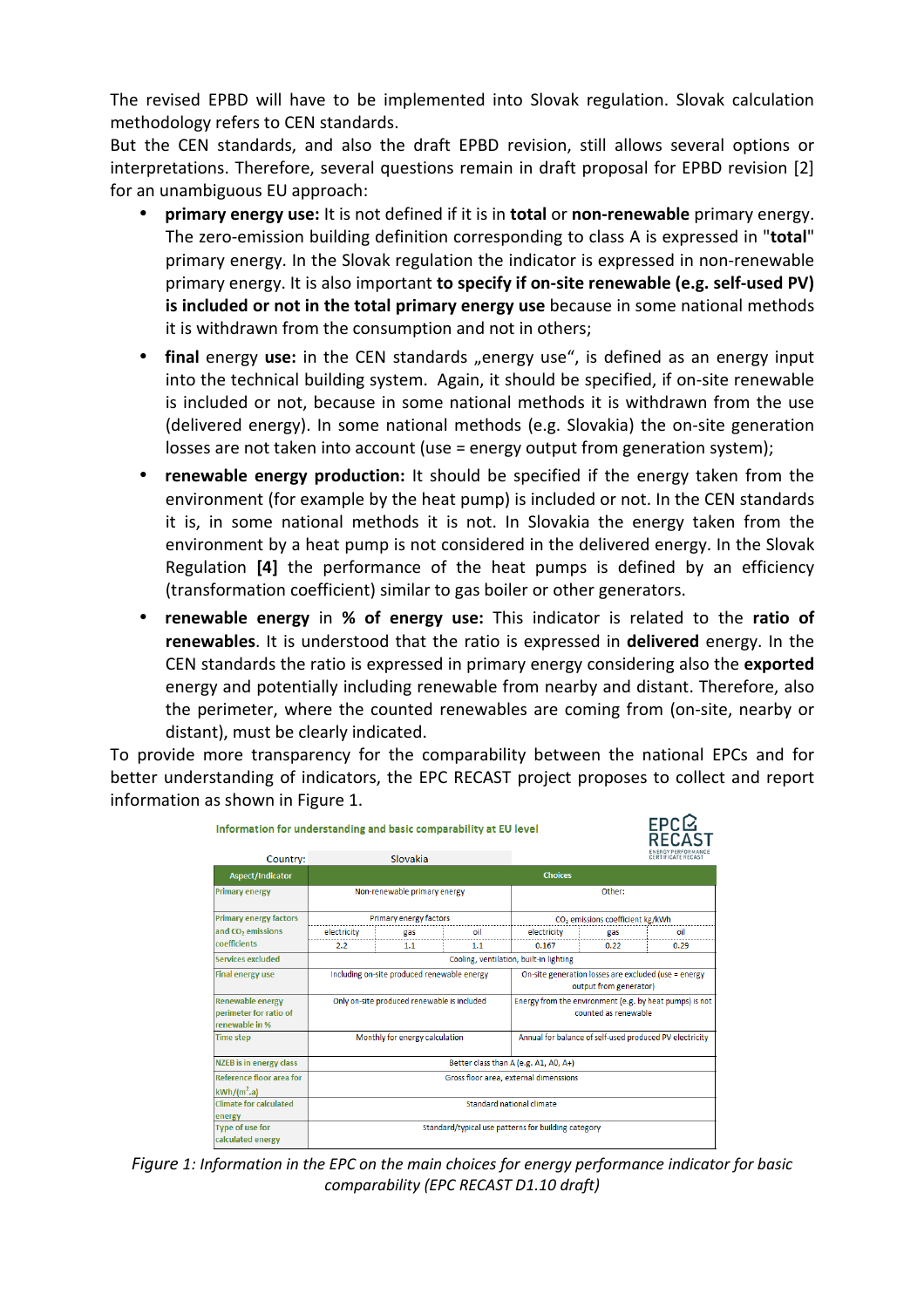The revised EPBD will have to be implemented into Slovak regulation. Slovak calculation methodology refers to CEN standards.
But the CEN standards, and also the draft EPBD revision, still allows several options or interpretations. Therefore, several questions remain in draft proposal for EPBD revision [2] for an unambiguous EU approach:

- **primary energy use:** It is not defined if it is in **total** or **non-renewable** primary energy. The zero-emission building definition corresponding to class A is expressed in "**total**" primary energy. In the Slovak regulation the indicator is expressed in non-renewable primary energy. It is also important **to specify if on-site renewable (e.g. self-used PV) is included or not in the total primary energy use** because in some national methods it is withdrawn from the consumption and not in others;
- **final** energy **use:** in the CEN standards „energy use", is defined as an energy input into the technical building system. Again, it should be specified, if on-site renewable is included or not, because in some national methods it is withdrawn from the use (delivered energy). In some national methods (e.g. Slovakia) the on-site generation losses are not taken into account (use = energy output from generation system);
- **renewable energy production:** It should be specified if the energy taken from the environment (for example by the heat pump) is included or not. In the CEN standards it is, in some national methods it is not. In Slovakia the energy taken from the environment by a heat pump is not considered in the delivered energy. In the Slovak Regulation **[4]** the performance of the heat pumps is defined by an efficiency (transformation coefficient) similar to gas boiler or other generators.
- **renewable energy** in **% of energy use:** This indicator is related to the **ratio of renewables**. It is understood that the ratio is expressed in **delivered** energy. In the CEN standards the ratio is expressed in primary energy considering also the **exported** energy and potentially including renewable from nearby and distant. Therefore, also the perimeter, where the counted renewables are coming from (on-site, nearby or distant), must be clearly indicated.

To provide more transparency for the comparability between the national EPCs and for better understanding of indicators, the EPC RECAST project proposes to collect and report information as shown in Figure 1.

**Information for understanding and basic comparability at EU level**

Country: Slovakia

| Aspect/Indicator | Choices | | | | | |
|---|---|---|---|---|---|---|
| Primary energy | Non-renewable primary energy | | | Other: | | |
| Primary energy factors and $CO_2$ emissions coefficients | Primary energy factors | | | $CO_2$ emissions coefficient kg/kWh | | |
| | electricity | gas | oil | electricity | gas | oil |
| | 2.2 | 1.1 | 1.1 | 0.167 | 0.22 | 0.29 |
| Services excluded | Cooling, ventilation, built-in lighting | | | | | |
| Final energy use | Including on-site produced renewable energy | | | On-site generation losses are excluded (use = energy output from generator) | | |
| Renewable energy perimeter for ratio of renewable in % | Only on-site produced renewable is included | | | Energy from the environment (e.g. by heat pumps) is not counted as renewable | | |
| Time step | Monthly for energy calculation | | | Annual for balance of self-used produced PV electricity | | |
| NZEB is in energy class | Better class than A (e.g. A1, A0, A+) | | | | | |
| Reference floor area for kWh/(m².a) | Gross floor area, external dimenssions | | | | | |
| Climate for calculated energy | Standard national climate | | | | | |
| Type of use for calculated energy | Standard/typical use patterns for building category | | | | | |

*Figure 1: Information in the EPC on the main choices for energy performance indicator for basic comparability (EPC RECAST D1.10 draft)*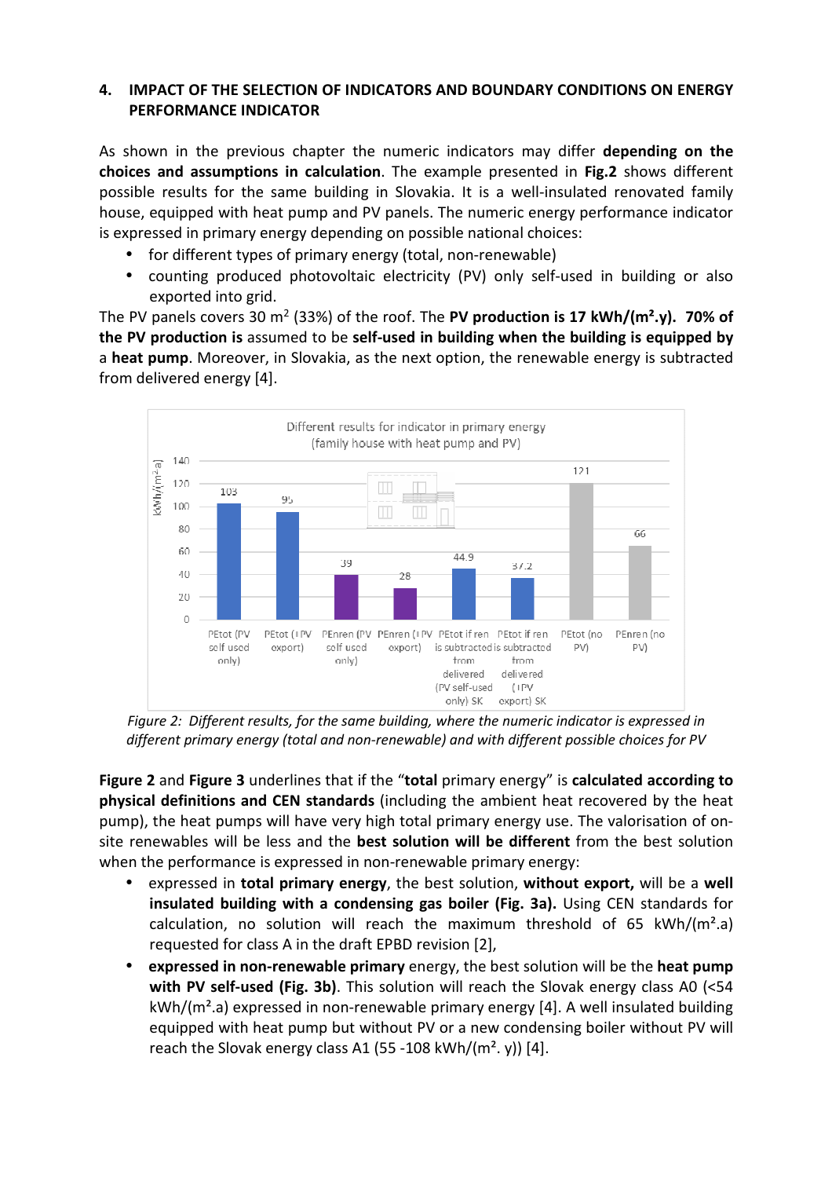## 4. IMPACT OF THE SELECTION OF INDICATORS AND BOUNDARY CONDITIONS ON ENERGY PERFORMANCE INDICATOR

As shown in the previous chapter the numeric indicators may differ **depending on the choices and assumptions in calculation**. The example presented in **Fig.2** shows different possible results for the same building in Slovakia. It is a well-insulated renovated family house, equipped with heat pump and PV panels. The numeric energy performance indicator is expressed in primary energy depending on possible national choices:

- for different types of primary energy (total, non-renewable)
- counting produced photovoltaic electricity (PV) only self-used in building or also exported into grid.

The PV panels covers 30 m$^2$ (33%) of the roof. The **PV production is 17 kWh/(m².y). 70% of the PV production is** assumed to be **self-used in building when the building is equipped by** a **heat pump**. Moreover, in Slovakia, as the next option, the renewable energy is subtracted from delivered energy [4].

Different results for indicator in primary energy
(family house with heat pump and PV)

| Indicator | kWh/(m².a) |
|---|---|
| PEtot (PV self used only) | 103 |
| PEtot (+PV export) | 95 |
| PEnren (PV self used only) | 39 |
| PEnren (+PV export) | 28 |
| PEtot if ren is subtracted from delivered (PV self-used only) SK | 44.9 |
| PEtot if ren is subtracted from delivered (+PV export) SK | 37.2 |
| PEtot (no PV) | 121 |
| PEnren (no PV) | 66 |

*Figure 2: Different results, for the same building, where the numeric indicator is expressed in different primary energy (total and non-renewable) and with different possible choices for PV*

**Figure 2** and **Figure 3** underlines that if the "**total** primary energy" is **calculated according to physical definitions and CEN standards** (including the ambient heat recovered by the heat pump), the heat pumps will have very high total primary energy use. The valorisation of on-site renewables will be less and the **best solution will be different** from the best solution when the performance is expressed in non-renewable primary energy:

- expressed in **total primary energy**, the best solution, **without export,** will be a **well insulated building with a condensing gas boiler (Fig. 3a).** Using CEN standards for calculation, no solution will reach the maximum threshold of 65 kWh/(m².a) requested for class A in the draft EPBD revision [2],
- **expressed in non-renewable primary** energy, the best solution will be the **heat pump with PV self-used (Fig. 3b)**. This solution will reach the Slovak energy class A0 (<54 kWh/(m².a) expressed in non-renewable primary energy [4]. A well insulated building equipped with heat pump but without PV or a new condensing boiler without PV will reach the Slovak energy class A1 (55 -108 kWh/(m². y)) [4].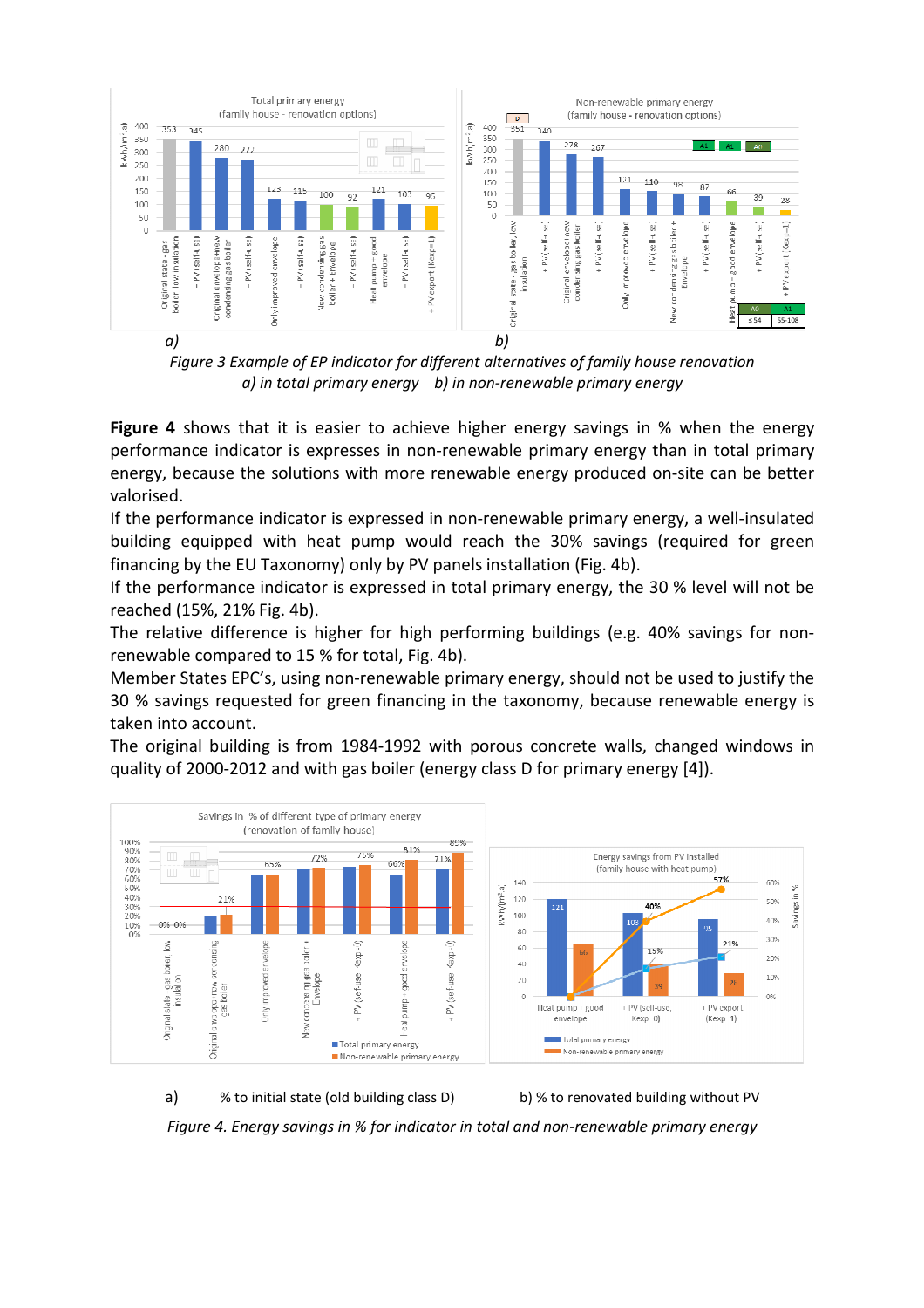*a)* *b)*

*Figure 3 Example of EP indicator for different alternatives of family house renovation a) in total primary energy b) in non-renewable primary energy*

**Figure 4** shows that it is easier to achieve higher energy savings in % when the energy performance indicator is expresses in non-renewable primary energy than in total primary energy, because the solutions with more renewable energy produced on-site can be better valorised.

If the performance indicator is expressed in non-renewable primary energy, a well-insulated building equipped with heat pump would reach the 30% savings (required for green financing by the EU Taxonomy) only by PV panels installation (Fig. 4b).

If the performance indicator is expressed in total primary energy, the 30 % level will not be reached (15%, 21% Fig. 4b).

The relative difference is higher for high performing buildings (e.g. 40% savings for non-renewable compared to 15 % for total, Fig. 4b).

Member States EPC's, using non-renewable primary energy, should not be used to justify the 30 % savings requested for green financing in the taxonomy, because renewable energy is taken into account.

The original building is from 1984-1992 with porous concrete walls, changed windows in quality of 2000-2012 and with gas boiler (energy class D for primary energy [4]).

a) % to initial state (old building class D) b) % to renovated building without PV

*Figure 4. Energy savings in % for indicator in total and non-renewable primary energy*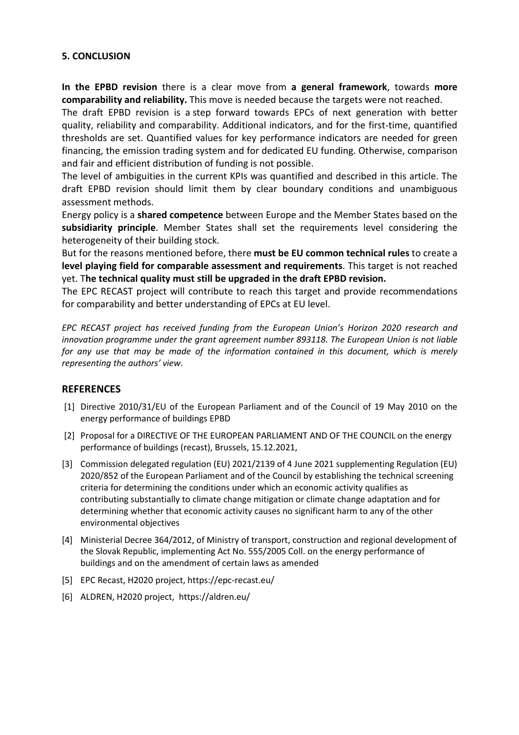## 5. CONCLUSION

**In the EPBD revision** there is a clear move from **a general framework**, towards **more comparability and reliability.** This move is needed because the targets were not reached.

The draft EPBD revision is a step forward towards EPCs of next generation with better quality, reliability and comparability. Additional indicators, and for the first-time, quantified thresholds are set. Quantified values for key performance indicators are needed for green financing, the emission trading system and for dedicated EU funding. Otherwise, comparison and fair and efficient distribution of funding is not possible.

The level of ambiguities in the current KPIs was quantified and described in this article. The draft EPBD revision should limit them by clear boundary conditions and unambiguous assessment methods.

Energy policy is a **shared competence** between Europe and the Member States based on the **subsidiarity principle**. Member States shall set the requirements level considering the heterogeneity of their building stock.

But for the reasons mentioned before, there **must be EU common technical rules** to create a **level playing field for comparable assessment and requirements**. This target is not reached yet. T**he technical quality must still be upgraded in the draft EPBD revision.**

The EPC RECAST project will contribute to reach this target and provide recommendations for comparability and better understanding of EPCs at EU level.

*EPC RECAST project has received funding from the European Union's Horizon 2020 research and innovation programme under the grant agreement number 893118. The European Union is not liable for any use that may be made of the information contained in this document, which is merely representing the authors' view.*

## REFERENCES

[1] Directive 2010/31/EU of the European Parliament and of the Council of 19 May 2010 on the energy performance of buildings EPBD

[2] Proposal for a DIRECTIVE OF THE EUROPEAN PARLIAMENT AND OF THE COUNCIL on the energy performance of buildings (recast), Brussels, 15.12.2021,

[3] Commission delegated regulation (EU) 2021/2139 of 4 June 2021 supplementing Regulation (EU) 2020/852 of the European Parliament and of the Council by establishing the technical screening criteria for determining the conditions under which an economic activity qualifies as contributing substantially to climate change mitigation or climate change adaptation and for determining whether that economic activity causes no significant harm to any of the other environmental objectives

[4] Ministerial Decree 364/2012, of Ministry of transport, construction and regional development of the Slovak Republic, implementing Act No. 555/2005 Coll. on the energy performance of buildings and on the amendment of certain laws as amended

[5] EPC Recast, H2020 project, https://epc-recast.eu/

[6] ALDREN, H2020 project, https://aldren.eu/